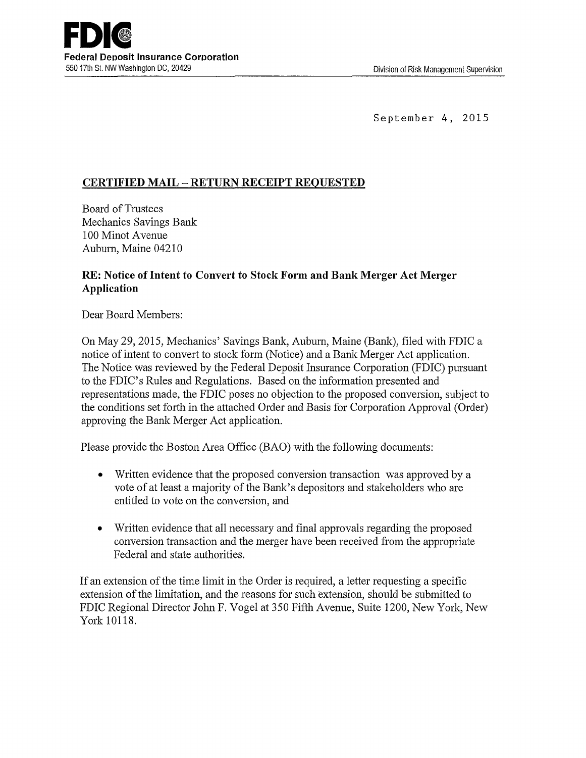**FDIC**
**Federal Deposit Insurance Corporation**
550 17th St. NW Washington DC, 20429

Division of Risk Management Supervision

September 4, 2015

**CERTIFIED MAIL – RETURN RECEIPT REQUESTED**

Board of Trustees
Mechanics Savings Bank
100 Minot Avenue
Auburn, Maine 04210

**RE: Notice of Intent to Convert to Stock Form and Bank Merger Act Merger Application**

Dear Board Members:

On May 29, 2015, Mechanics' Savings Bank, Auburn, Maine (Bank), filed with FDIC a notice of intent to convert to stock form (Notice) and a Bank Merger Act application. The Notice was reviewed by the Federal Deposit Insurance Corporation (FDIC) pursuant to the FDIC's Rules and Regulations. Based on the information presented and representations made, the FDIC poses no objection to the proposed conversion, subject to the conditions set forth in the attached Order and Basis for Corporation Approval (Order) approving the Bank Merger Act application.

Please provide the Boston Area Office (BAO) with the following documents:

- Written evidence that the proposed conversion transaction was approved by a vote of at least a majority of the Bank's depositors and stakeholders who are entitled to vote on the conversion, and
- Written evidence that all necessary and final approvals regarding the proposed conversion transaction and the merger have been received from the appropriate Federal and state authorities.

If an extension of the time limit in the Order is required, a letter requesting a specific extension of the limitation, and the reasons for such extension, should be submitted to FDIC Regional Director John F. Vogel at 350 Fifth Avenue, Suite 1200, New York, New York 10118.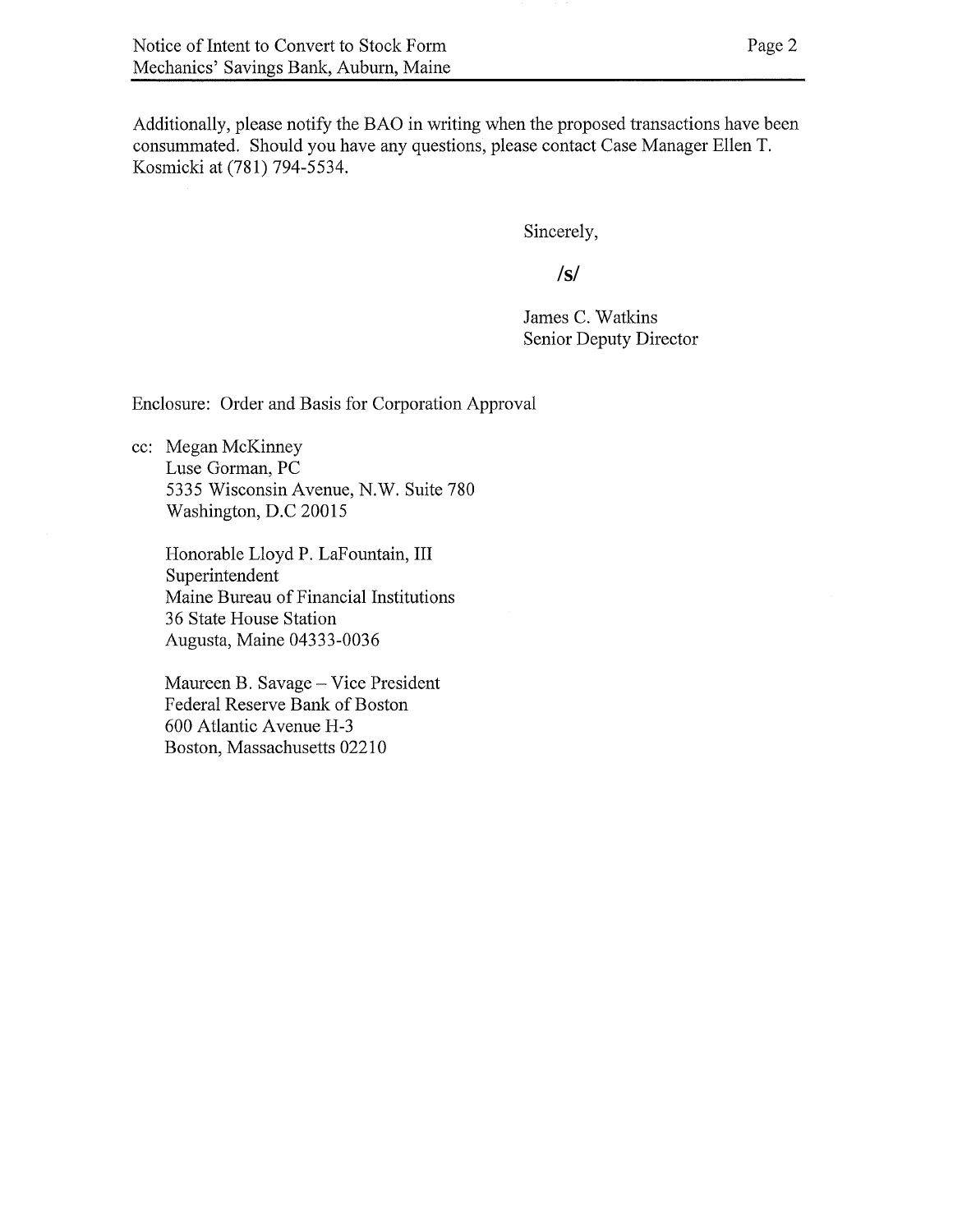Additionally, please notify the BAO in writing when the proposed transactions have been consummated. Should you have any questions, please contact Case Manager Ellen T. Kosmicki at (781) 794-5534.

Sincerely,

/s/

James C. Watkins
Senior Deputy Director

Enclosure: Order and Basis for Corporation Approval

cc: Megan McKinney
Luse Gorman, PC
5335 Wisconsin Avenue, N.W. Suite 780
Washington, D.C 20015

Honorable Lloyd P. LaFountain, III
Superintendent
Maine Bureau of Financial Institutions
36 State House Station
Augusta, Maine 04333-0036

Maureen B. Savage – Vice President
Federal Reserve Bank of Boston
600 Atlantic Avenue H-3
Boston, Massachusetts 02210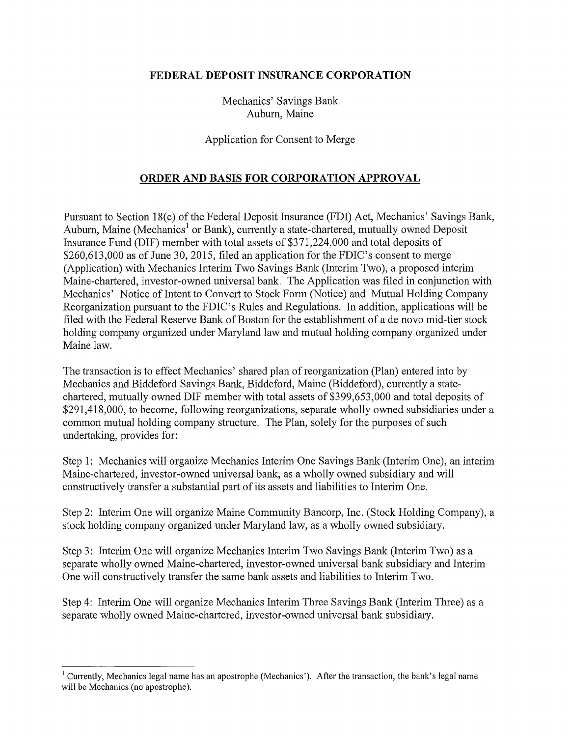**FEDERAL DEPOSIT INSURANCE CORPORATION**

Mechanics' Savings Bank
Auburn, Maine

Application for Consent to Merge

## ORDER AND BASIS FOR CORPORATION APPROVAL

Pursuant to Section 18(c) of the Federal Deposit Insurance (FDI) Act, Mechanics' Savings Bank, Auburn, Maine (Mechanics[1] or Bank), currently a state-chartered, mutually owned Deposit Insurance Fund (DIF) member with total assets of $371,224,000 and total deposits of $260,613,000 as of June 30, 2015, filed an application for the FDIC's consent to merge (Application) with Mechanics Interim Two Savings Bank (Interim Two), a proposed interim Maine-chartered, investor-owned universal bank. The Application was filed in conjunction with Mechanics' Notice of Intent to Convert to Stock Form (Notice) and Mutual Holding Company Reorganization pursuant to the FDIC's Rules and Regulations. In addition, applications will be filed with the Federal Reserve Bank of Boston for the establishment of a de novo mid-tier stock holding company organized under Maryland law and mutual holding company organized under Maine law.

The transaction is to effect Mechanics' shared plan of reorganization (Plan) entered into by Mechanics and Biddeford Savings Bank, Biddeford, Maine (Biddeford), currently a state-chartered, mutually owned DIF member with total assets of $399,653,000 and total deposits of $291,418,000, to become, following reorganizations, separate wholly owned subsidiaries under a common mutual holding company structure. The Plan, solely for the purposes of such undertaking, provides for:

Step 1: Mechanics will organize Mechanics Interim One Savings Bank (Interim One), an interim Maine-chartered, investor-owned universal bank, as a wholly owned subsidiary and will constructively transfer a substantial part of its assets and liabilities to Interim One.

Step 2: Interim One will organize Maine Community Bancorp, Inc. (Stock Holding Company), a stock holding company organized under Maryland law, as a wholly owned subsidiary.

Step 3: Interim One will organize Mechanics Interim Two Savings Bank (Interim Two) as a separate wholly owned Maine-chartered, investor-owned universal bank subsidiary and Interim One will constructively transfer the same bank assets and liabilities to Interim Two.

Step 4: Interim One will organize Mechanics Interim Three Savings Bank (Interim Three) as a separate wholly owned Maine-chartered, investor-owned universal bank subsidiary.

[1] Currently, Mechanics legal name has an apostrophe (Mechanics'). After the transaction, the bank's legal name will be Mechanics (no apostrophe).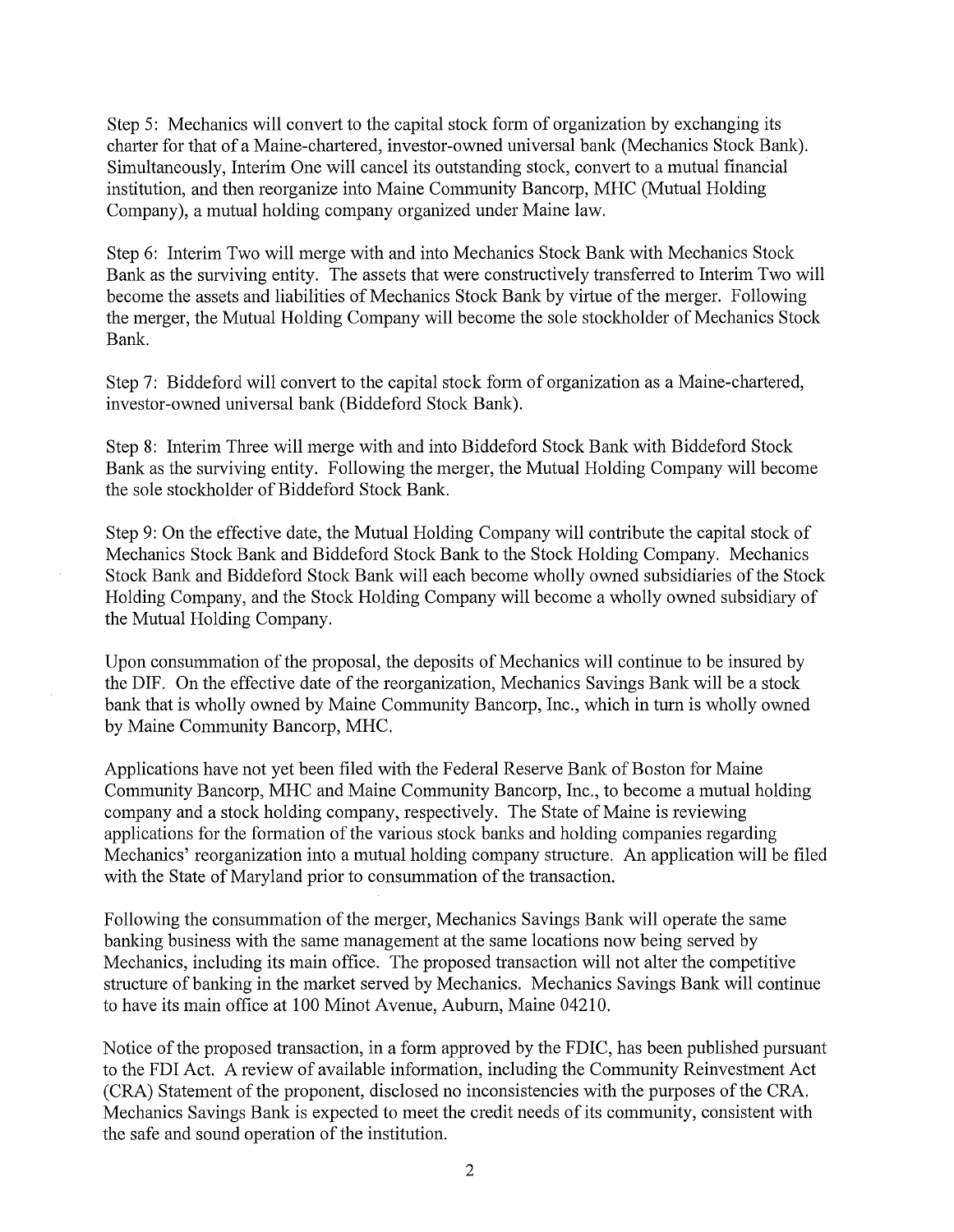Step 5: Mechanics will convert to the capital stock form of organization by exchanging its charter for that of a Maine-chartered, investor-owned universal bank (Mechanics Stock Bank). Simultaneously, Interim One will cancel its outstanding stock, convert to a mutual financial institution, and then reorganize into Maine Community Bancorp, MHC (Mutual Holding Company), a mutual holding company organized under Maine law.

Step 6: Interim Two will merge with and into Mechanics Stock Bank with Mechanics Stock Bank as the surviving entity. The assets that were constructively transferred to Interim Two will become the assets and liabilities of Mechanics Stock Bank by virtue of the merger. Following the merger, the Mutual Holding Company will become the sole stockholder of Mechanics Stock Bank.

Step 7: Biddeford will convert to the capital stock form of organization as a Maine-chartered, investor-owned universal bank (Biddeford Stock Bank).

Step 8: Interim Three will merge with and into Biddeford Stock Bank with Biddeford Stock Bank as the surviving entity. Following the merger, the Mutual Holding Company will become the sole stockholder of Biddeford Stock Bank.

Step 9: On the effective date, the Mutual Holding Company will contribute the capital stock of Mechanics Stock Bank and Biddeford Stock Bank to the Stock Holding Company. Mechanics Stock Bank and Biddeford Stock Bank will each become wholly owned subsidiaries of the Stock Holding Company, and the Stock Holding Company will become a wholly owned subsidiary of the Mutual Holding Company.

Upon consummation of the proposal, the deposits of Mechanics will continue to be insured by the DIF. On the effective date of the reorganization, Mechanics Savings Bank will be a stock bank that is wholly owned by Maine Community Bancorp, Inc., which in turn is wholly owned by Maine Community Bancorp, MHC.

Applications have not yet been filed with the Federal Reserve Bank of Boston for Maine Community Bancorp, MHC and Maine Community Bancorp, Inc., to become a mutual holding company and a stock holding company, respectively. The State of Maine is reviewing applications for the formation of the various stock banks and holding companies regarding Mechanics' reorganization into a mutual holding company structure. An application will be filed with the State of Maryland prior to consummation of the transaction.

Following the consummation of the merger, Mechanics Savings Bank will operate the same banking business with the same management at the same locations now being served by Mechanics, including its main office. The proposed transaction will not alter the competitive structure of banking in the market served by Mechanics. Mechanics Savings Bank will continue to have its main office at 100 Minot Avenue, Auburn, Maine 04210.

Notice of the proposed transaction, in a form approved by the FDIC, has been published pursuant to the FDI Act. A review of available information, including the Community Reinvestment Act (CRA) Statement of the proponent, disclosed no inconsistencies with the purposes of the CRA. Mechanics Savings Bank is expected to meet the credit needs of its community, consistent with the safe and sound operation of the institution.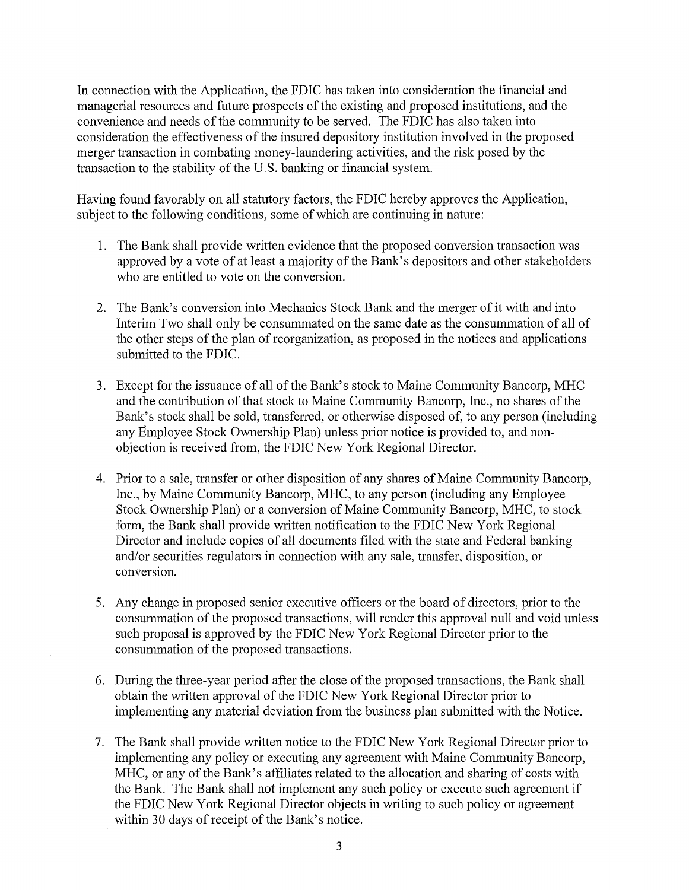In connection with the Application, the FDIC has taken into consideration the financial and managerial resources and future prospects of the existing and proposed institutions, and the convenience and needs of the community to be served. The FDIC has also taken into consideration the effectiveness of the insured depository institution involved in the proposed merger transaction in combating money-laundering activities, and the risk posed by the transaction to the stability of the U.S. banking or financial system.

Having found favorably on all statutory factors, the FDIC hereby approves the Application, subject to the following conditions, some of which are continuing in nature:

1. The Bank shall provide written evidence that the proposed conversion transaction was approved by a vote of at least a majority of the Bank's depositors and other stakeholders who are entitled to vote on the conversion.

2. The Bank's conversion into Mechanics Stock Bank and the merger of it with and into Interim Two shall only be consummated on the same date as the consummation of all of the other steps of the plan of reorganization, as proposed in the notices and applications submitted to the FDIC.

3. Except for the issuance of all of the Bank's stock to Maine Community Bancorp, MHC and the contribution of that stock to Maine Community Bancorp, Inc., no shares of the Bank's stock shall be sold, transferred, or otherwise disposed of, to any person (including any Employee Stock Ownership Plan) unless prior notice is provided to, and non-objection is received from, the FDIC New York Regional Director.

4. Prior to a sale, transfer or other disposition of any shares of Maine Community Bancorp, Inc., by Maine Community Bancorp, MHC, to any person (including any Employee Stock Ownership Plan) or a conversion of Maine Community Bancorp, MHC, to stock form, the Bank shall provide written notification to the FDIC New York Regional Director and include copies of all documents filed with the state and Federal banking and/or securities regulators in connection with any sale, transfer, disposition, or conversion.

5. Any change in proposed senior executive officers or the board of directors, prior to the consummation of the proposed transactions, will render this approval null and void unless such proposal is approved by the FDIC New York Regional Director prior to the consummation of the proposed transactions.

6. During the three-year period after the close of the proposed transactions, the Bank shall obtain the written approval of the FDIC New York Regional Director prior to implementing any material deviation from the business plan submitted with the Notice.

7. The Bank shall provide written notice to the FDIC New York Regional Director prior to implementing any policy or executing any agreement with Maine Community Bancorp, MHC, or any of the Bank's affiliates related to the allocation and sharing of costs with the Bank. The Bank shall not implement any such policy or execute such agreement if the FDIC New York Regional Director objects in writing to such policy or agreement within 30 days of receipt of the Bank's notice.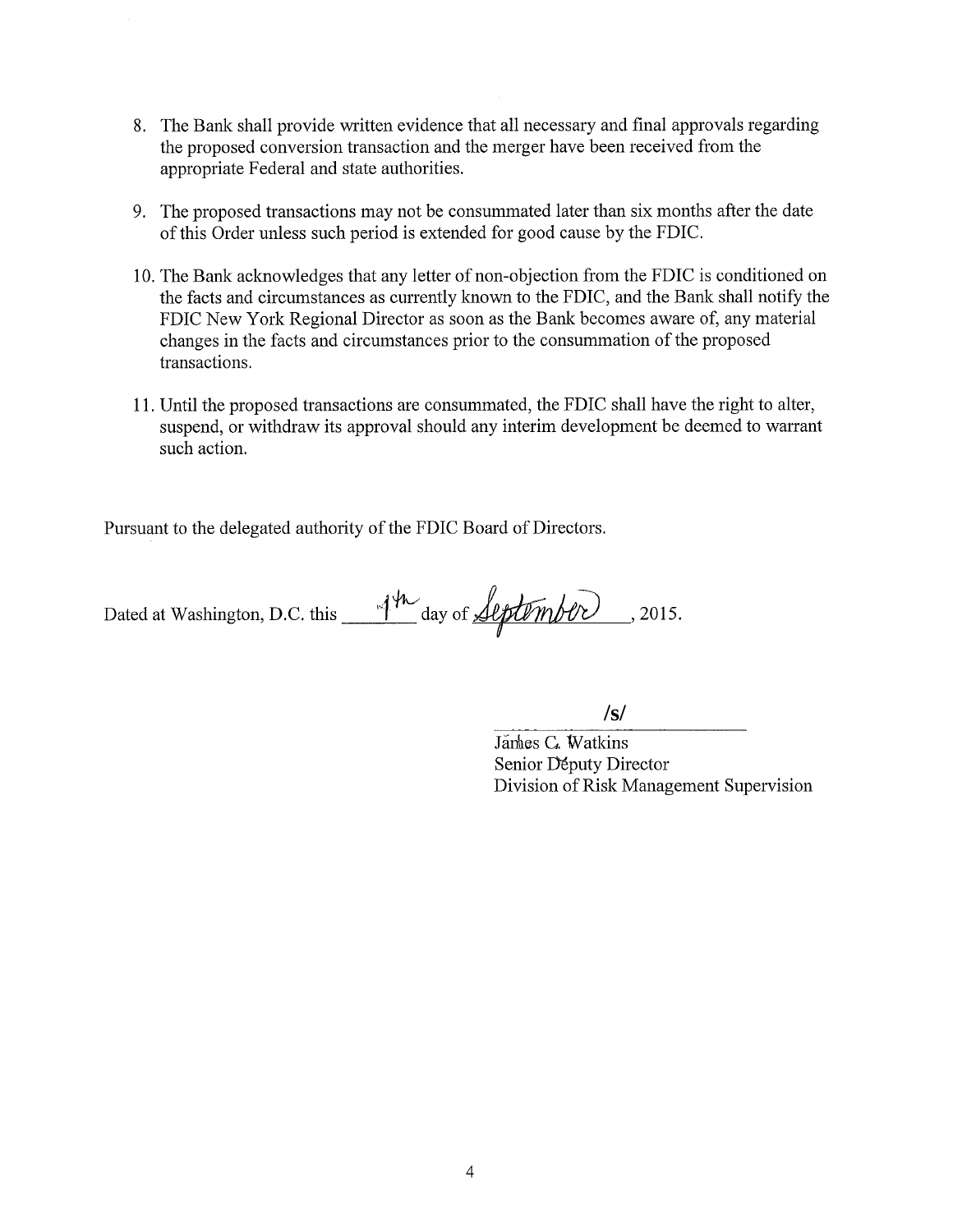8. The Bank shall provide written evidence that all necessary and final approvals regarding the proposed conversion transaction and the merger have been received from the appropriate Federal and state authorities.

9. The proposed transactions may not be consummated later than six months after the date of this Order unless such period is extended for good cause by the FDIC.

10. The Bank acknowledges that any letter of non-objection from the FDIC is conditioned on the facts and circumstances as currently known to the FDIC, and the Bank shall notify the FDIC New York Regional Director as soon as the Bank becomes aware of, any material changes in the facts and circumstances prior to the consummation of the proposed transactions.

11. Until the proposed transactions are consummated, the FDIC shall have the right to alter, suspend, or withdraw its approval should any interim development be deemed to warrant such action.

Pursuant to the delegated authority of the FDIC Board of Directors.

Dated at Washington, D.C. this 1th day of September, 2015.

/s/

James C. Watkins
Senior Deputy Director
Division of Risk Management Supervision